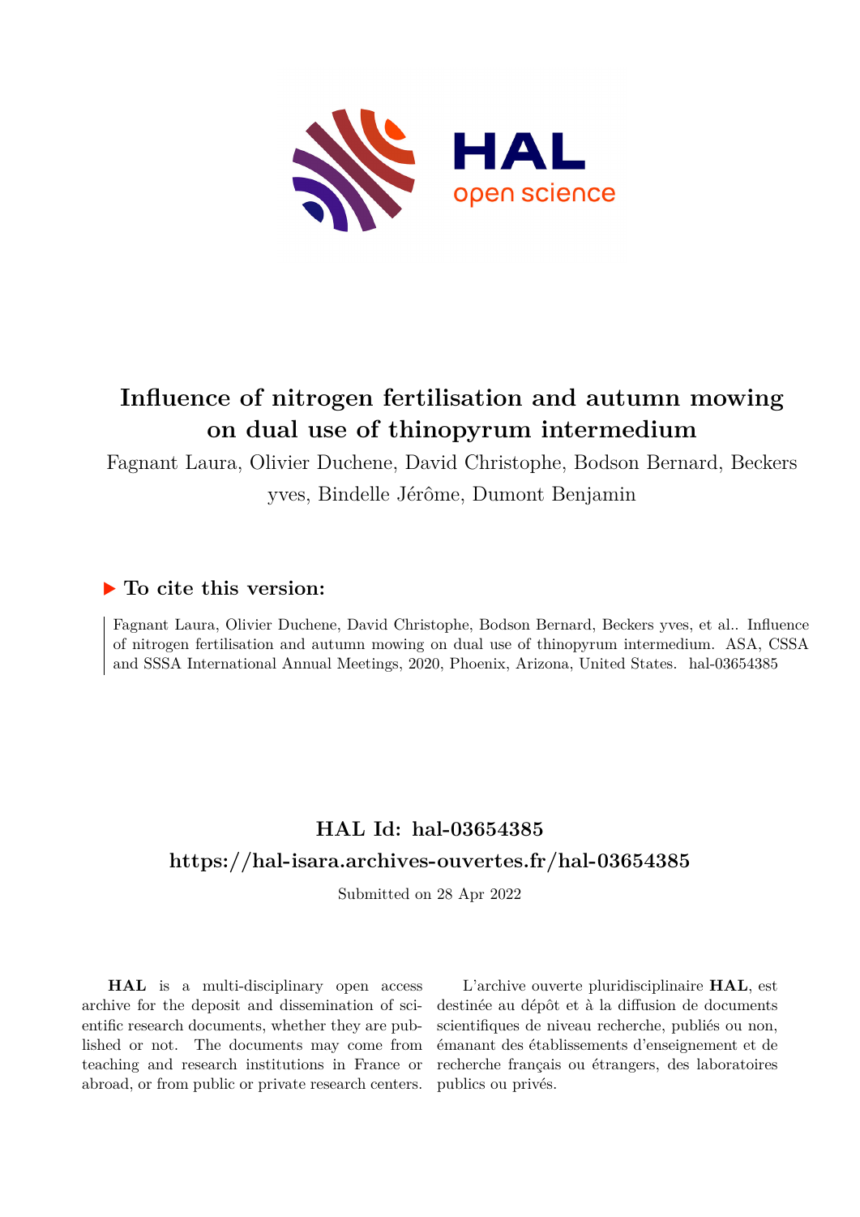# Influence of nitrogen fertilisation and autumn mowing on dual use of thinopyrum intermedium

Fagnant Laura, Olivier Duchene, David Christophe, Bodson Bernard, Beckers yves, Bindelle Jérôme, Dumont Benjamin

## ▶ To cite this version:

Fagnant Laura, Olivier Duchene, David Christophe, Bodson Bernard, Beckers yves, et al.. Influence of nitrogen fertilisation and autumn mowing on dual use of thinopyrum intermedium. ASA, CSSA and SSSA International Annual Meetings, 2020, Phoenix, Arizona, United States. hal-03654385

## HAL Id: hal-03654385

## https://hal-isara.archives-ouvertes.fr/hal-03654385

Submitted on 28 Apr 2022

**HAL** is a multi-disciplinary open access archive for the deposit and dissemination of scientific research documents, whether they are published or not. The documents may come from teaching and research institutions in France or abroad, or from public or private research centers.

L'archive ouverte pluridisciplinaire **HAL**, est destinée au dépôt et à la diffusion de documents scientifiques de niveau recherche, publiés ou non, émanant des établissements d'enseignement et de recherche français ou étrangers, des laboratoires publics ou privés.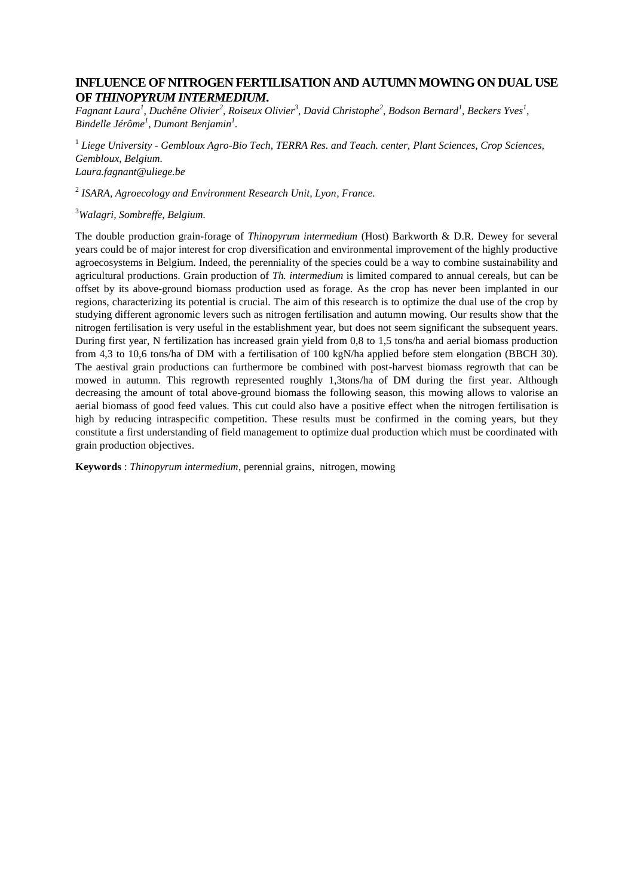# INFLUENCE OF NITROGEN FERTILISATION AND AUTUMN MOWING ON DUAL USE OF *THINOPYRUM INTERMEDIUM*.

*Fagnant Laura[1], Duchêne Olivier[2], Roiseux Olivier[3], David Christophe[2], Bodson Bernard[1], Beckers Yves[1], Bindelle Jérôme[1], Dumont Benjamin[1].*

[1] *Liege University - Gembloux Agro-Bio Tech, TERRA Res. and Teach. center, Plant Sciences, Crop Sciences, Gembloux, Belgium.*
*Laura.fagnant@uliege.be*

[2] *ISARA, Agroecology and Environment Research Unit, Lyon, France.*

[3] *Walagri, Sombreffe, Belgium.*

The double production grain-forage of *Thinopyrum intermedium* (Host) Barkworth & D.R. Dewey for several years could be of major interest for crop diversification and environmental improvement of the highly productive agroecosystems in Belgium. Indeed, the perenniality of the species could be a way to combine sustainability and agricultural productions. Grain production of *Th. intermedium* is limited compared to annual cereals, but can be offset by its above-ground biomass production used as forage. As the crop has never been implanted in our regions, characterizing its potential is crucial. The aim of this research is to optimize the dual use of the crop by studying different agronomic levers such as nitrogen fertilisation and autumn mowing. Our results show that the nitrogen fertilisation is very useful in the establishment year, but does not seem significant the subsequent years. During first year, N fertilization has increased grain yield from 0,8 to 1,5 tons/ha and aerial biomass production from 4,3 to 10,6 tons/ha of DM with a fertilisation of 100 kgN/ha applied before stem elongation (BBCH 30). The aestival grain productions can furthermore be combined with post-harvest biomass regrowth that can be mowed in autumn. This regrowth represented roughly 1,3tons/ha of DM during the first year. Although decreasing the amount of total above-ground biomass the following season, this mowing allows to valorise an aerial biomass of good feed values. This cut could also have a positive effect when the nitrogen fertilisation is high by reducing intraspecific competition. These results must be confirmed in the coming years, but they constitute a first understanding of field management to optimize dual production which must be coordinated with grain production objectives.

**Keywords** : *Thinopyrum intermedium*, perennial grains, nitrogen, mowing